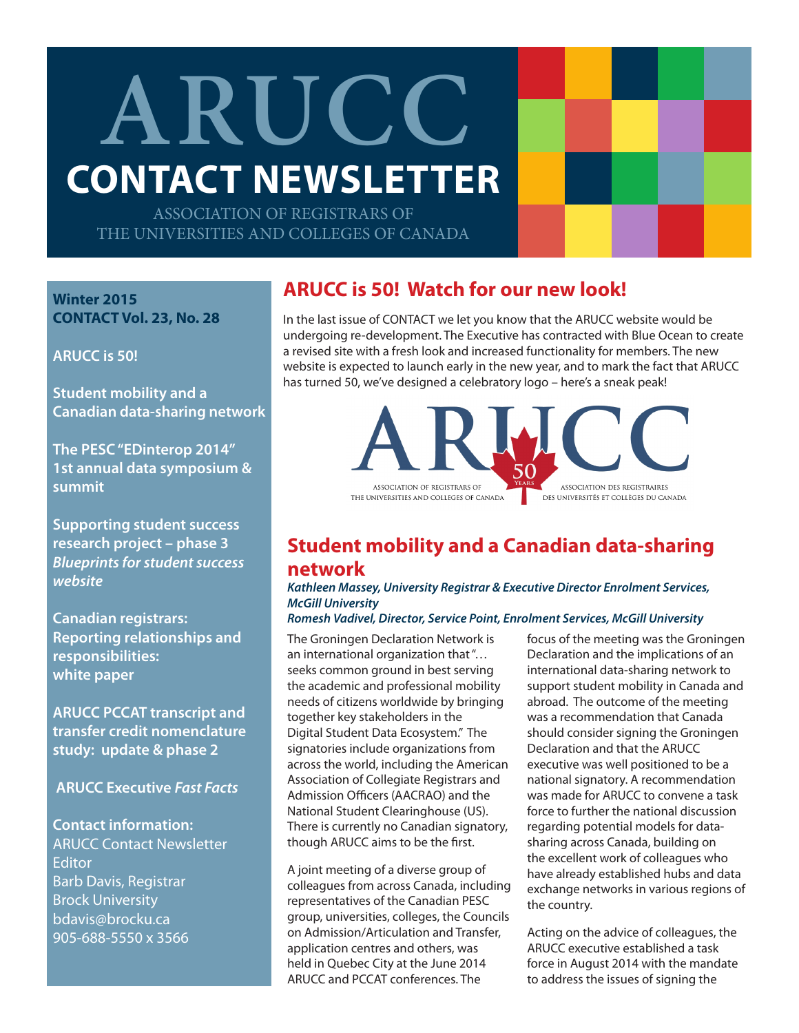# ARUCC

# CONTACT NEWSLETTER

ASSOCIATION OF REGISTRARS OF THE UNIVERSITIES AND COLLEGES OF CANADA

**Winter 2015**
**CONTACT Vol. 23, No. 28**

**ARUCC is 50!**

**Student mobility and a Canadian data-sharing network**

**The PESC "EDinterop 2014" 1st annual data symposium & summit**

**Supporting student success research project – phase 3** ***Blueprints for student success website***

**Canadian registrars: Reporting relationships and responsibilities: white paper**

**ARUCC PCCAT transcript and transfer credit nomenclature study: update & phase 2**

**ARUCC Executive** ***Fast Facts***

**Contact information:**
ARUCC Contact Newsletter Editor
Barb Davis, Registrar
Brock University
bdavis@brocku.ca
905-688-5550 x 3566

## ARUCC is 50! Watch for our new look!

In the last issue of CONTACT we let you know that the ARUCC website would be undergoing re-development. The Executive has contracted with Blue Ocean to create a revised site with a fresh look and increased functionality for members. The new website is expected to launch early in the new year, and to mark the fact that ARUCC has turned 50, we've designed a celebratory logo – here's a sneak peak!

ARUCC 50 YEARS
ASSOCIATION OF REGISTRARS OF THE UNIVERSITIES AND COLLEGES OF CANADA
ASSOCIATION DES REGISTRAIRES DES UNIVERSITÉS ET COLLÈGES DU CANADA

## Student mobility and a Canadian data-sharing network

***Kathleen Massey, University Registrar & Executive Director Enrolment Services, McGill University***
***Romesh Vadivel, Director, Service Point, Enrolment Services, McGill University***

The Groningen Declaration Network is an international organization that "…seeks common ground in best serving the academic and professional mobility needs of citizens worldwide by bringing together key stakeholders in the Digital Student Data Ecosystem." The signatories include organizations from across the world, including the American Association of Collegiate Registrars and Admission Officers (AACRAO) and the National Student Clearinghouse (US). There is currently no Canadian signatory, though ARUCC aims to be the first.

A joint meeting of a diverse group of colleagues from across Canada, including representatives of the Canadian PESC group, universities, colleges, the Councils on Admission/Articulation and Transfer, application centres and others, was held in Quebec City at the June 2014 ARUCC and PCCAT conferences. The focus of the meeting was the Groningen Declaration and the implications of an international data-sharing network to support student mobility in Canada and abroad. The outcome of the meeting was a recommendation that Canada should consider signing the Groningen Declaration and that the ARUCC executive was well positioned to be a national signatory. A recommendation was made for ARUCC to convene a task force to further the national discussion regarding potential models for data-sharing across Canada, building on the excellent work of colleagues who have already established hubs and data exchange networks in various regions of the country.

Acting on the advice of colleagues, the ARUCC executive established a task force in August 2014 with the mandate to address the issues of signing the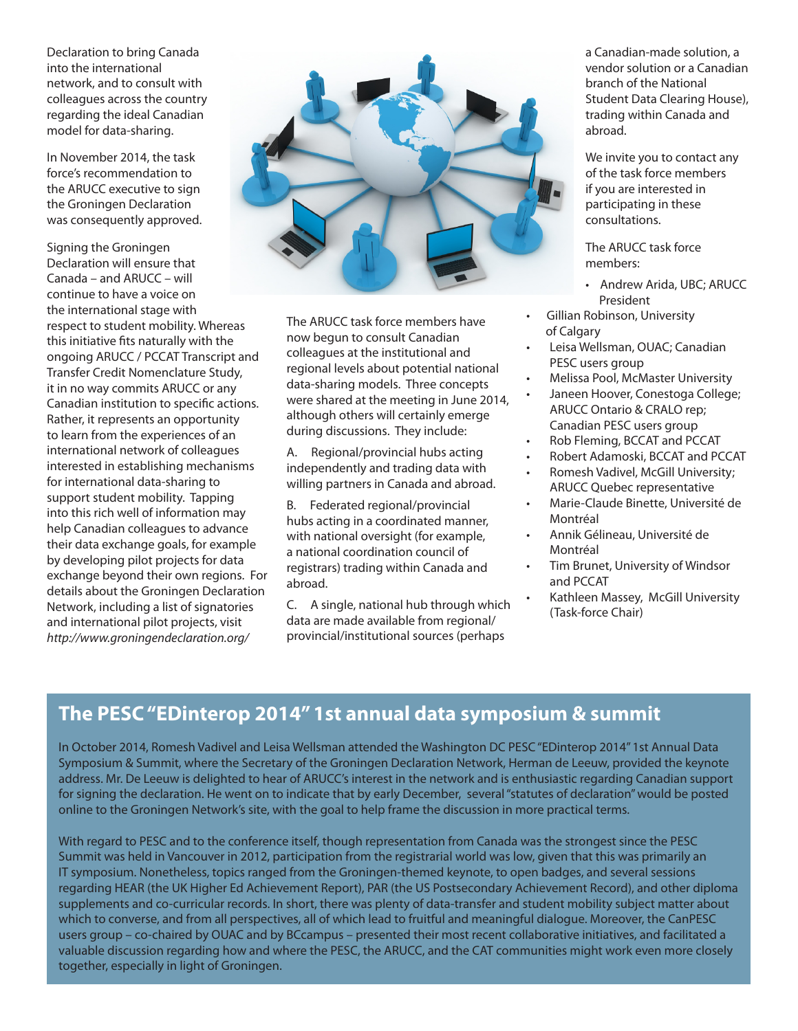Declaration to bring Canada into the international network, and to consult with colleagues across the country regarding the ideal Canadian model for data-sharing.

In November 2014, the task force's recommendation to the ARUCC executive to sign the Groningen Declaration was consequently approved.

Signing the Groningen Declaration will ensure that Canada – and ARUCC – will continue to have a voice on the international stage with respect to student mobility. Whereas this initiative fits naturally with the ongoing ARUCC / PCCAT Transcript and Transfer Credit Nomenclature Study, it in no way commits ARUCC or any Canadian institution to specific actions. Rather, it represents an opportunity to learn from the experiences of an international network of colleagues interested in establishing mechanisms for international data-sharing to support student mobility. Tapping into this rich well of information may help Canadian colleagues to advance their data exchange goals, for example by developing pilot projects for data exchange beyond their own regions. For details about the Groningen Declaration Network, including a list of signatories and international pilot projects, visit *http://www.groningendeclaration.org/*

The ARUCC task force members have now begun to consult Canadian colleagues at the institutional and regional levels about potential national data-sharing models. Three concepts were shared at the meeting in June 2014, although others will certainly emerge during discussions. They include:

A. Regional/provincial hubs acting independently and trading data with willing partners in Canada and abroad.

B. Federated regional/provincial hubs acting in a coordinated manner, with national oversight (for example, a national coordination council of registrars) trading within Canada and abroad.

C. A single, national hub through which data are made available from regional/provincial/institutional sources (perhaps a Canadian-made solution, a vendor solution or a Canadian branch of the National Student Data Clearing House), trading within Canada and abroad.

We invite you to contact any of the task force members if you are interested in participating in these consultations.

The ARUCC task force members:

- Andrew Arida, UBC; ARUCC President
- Gillian Robinson, University of Calgary
- Leisa Wellsman, OUAC; Canadian PESC users group
- Melissa Pool, McMaster University
- Janeen Hoover, Conestoga College; ARUCC Ontario & CRALO rep; Canadian PESC users group
- Rob Fleming, BCCAT and PCCAT
- Robert Adamoski, BCCAT and PCCAT
- Romesh Vadivel, McGill University; ARUCC Quebec representative
- Marie-Claude Binette, Université de Montréal
- Annik Gélineau, Université de Montréal
- Tim Brunet, University of Windsor and PCCAT
- Kathleen Massey, McGill University (Task-force Chair)

## The PESC "EDinterop 2014" 1st annual data symposium & summit

In October 2014, Romesh Vadivel and Leisa Wellsman attended the Washington DC PESC "EDinterop 2014" 1st Annual Data Symposium & Summit, where the Secretary of the Groningen Declaration Network, Herman de Leeuw, provided the keynote address. Mr. De Leeuw is delighted to hear of ARUCC's interest in the network and is enthusiastic regarding Canadian support for signing the declaration. He went on to indicate that by early December, several "statutes of declaration" would be posted online to the Groningen Network's site, with the goal to help frame the discussion in more practical terms.

With regard to PESC and to the conference itself, though representation from Canada was the strongest since the PESC Summit was held in Vancouver in 2012, participation from the registrarial world was low, given that this was primarily an IT symposium. Nonetheless, topics ranged from the Groningen-themed keynote, to open badges, and several sessions regarding HEAR (the UK Higher Ed Achievement Report), PAR (the US Postsecondary Achievement Record), and other diploma supplements and co-curricular records. In short, there was plenty of data-transfer and student mobility subject matter about which to converse, and from all perspectives, all of which lead to fruitful and meaningful dialogue. Moreover, the CanPESC users group – co-chaired by OUAC and by BCcampus – presented their most recent collaborative initiatives, and facilitated a valuable discussion regarding how and where the PESC, the ARUCC, and the CAT communities might work even more closely together, especially in light of Groningen.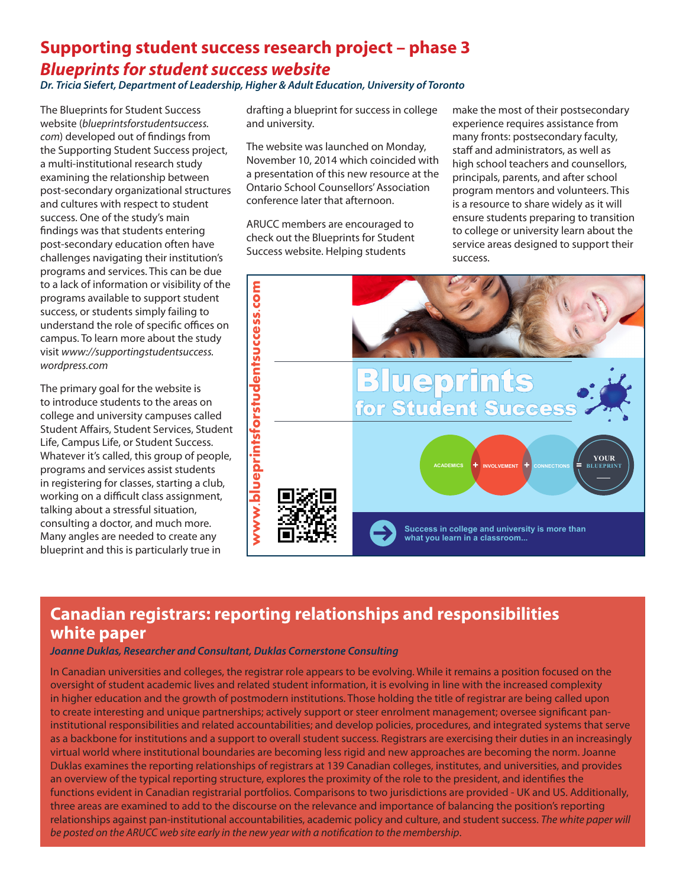# Supporting student success research project – phase 3

## *Blueprints for student success website*

***Dr. Tricia Siefert, Department of Leadership, Higher & Adult Education, University of Toronto***

The Blueprints for Student Success website (*blueprintsforstudentsuccess.com*) developed out of findings from the Supporting Student Success project, a multi-institutional research study examining the relationship between post-secondary organizational structures and cultures with respect to student success. One of the study's main findings was that students entering post-secondary education often have challenges navigating their institution's programs and services. This can be due to a lack of information or visibility of the programs available to support student success, or students simply failing to understand the role of specific offices on campus. To learn more about the study visit *www://supportingstudentsuccess.wordpress.com*

The primary goal for the website is to introduce students to the areas on college and university campuses called Student Affairs, Student Services, Student Life, Campus Life, or Student Success. Whatever it's called, this group of people, programs and services assist students in registering for classes, starting a club, working on a difficult class assignment, talking about a stressful situation, consulting a doctor, and much more. Many angles are needed to create any blueprint and this is particularly true in drafting a blueprint for success in college and university.

The website was launched on Monday, November 10, 2014 which coincided with a presentation of this new resource at the Ontario School Counsellors' Association conference later that afternoon.

ARUCC members are encouraged to check out the Blueprints for Student Success website. Helping students make the most of their postsecondary experience requires assistance from many fronts: postsecondary faculty, staff and administrators, as well as high school teachers and counsellors, principals, parents, and after school program mentors and volunteers. This is a resource to share widely as it will ensure students preparing to transition to college or university learn about the service areas designed to support their success.

www.blueprintsforstudentsuccess.com

Blueprints for Student Success

ACADEMICS + INVOLVEMENT + CONNECTIONS = YOUR BLUEPRINT

Success in college and university is more than what you learn in a classroom...

# Canadian registrars: reporting relationships and responsibilities white paper

***Joanne Duklas, Researcher and Consultant, Duklas Cornerstone Consulting***

In Canadian universities and colleges, the registrar role appears to be evolving. While it remains a position focused on the oversight of student academic lives and related student information, it is evolving in line with the increased complexity in higher education and the growth of postmodern institutions. Those holding the title of registrar are being called upon to create interesting and unique partnerships; actively support or steer enrolment management; oversee significant pan-institutional responsibilities and related accountabilities; and develop policies, procedures, and integrated systems that serve as a backbone for institutions and a support to overall student success. Registrars are exercising their duties in an increasingly virtual world where institutional boundaries are becoming less rigid and new approaches are becoming the norm. Joanne Duklas examines the reporting relationships of registrars at 139 Canadian colleges, institutes, and universities, and provides an overview of the typical reporting structure, explores the proximity of the role to the president, and identifies the functions evident in Canadian registrarial portfolios. Comparisons to two jurisdictions are provided - UK and US. Additionally, three areas are examined to add to the discourse on the relevance and importance of balancing the position's reporting relationships against pan-institutional accountabilities, academic policy and culture, and student success. *The white paper will be posted on the ARUCC web site early in the new year with a notification to the membership.*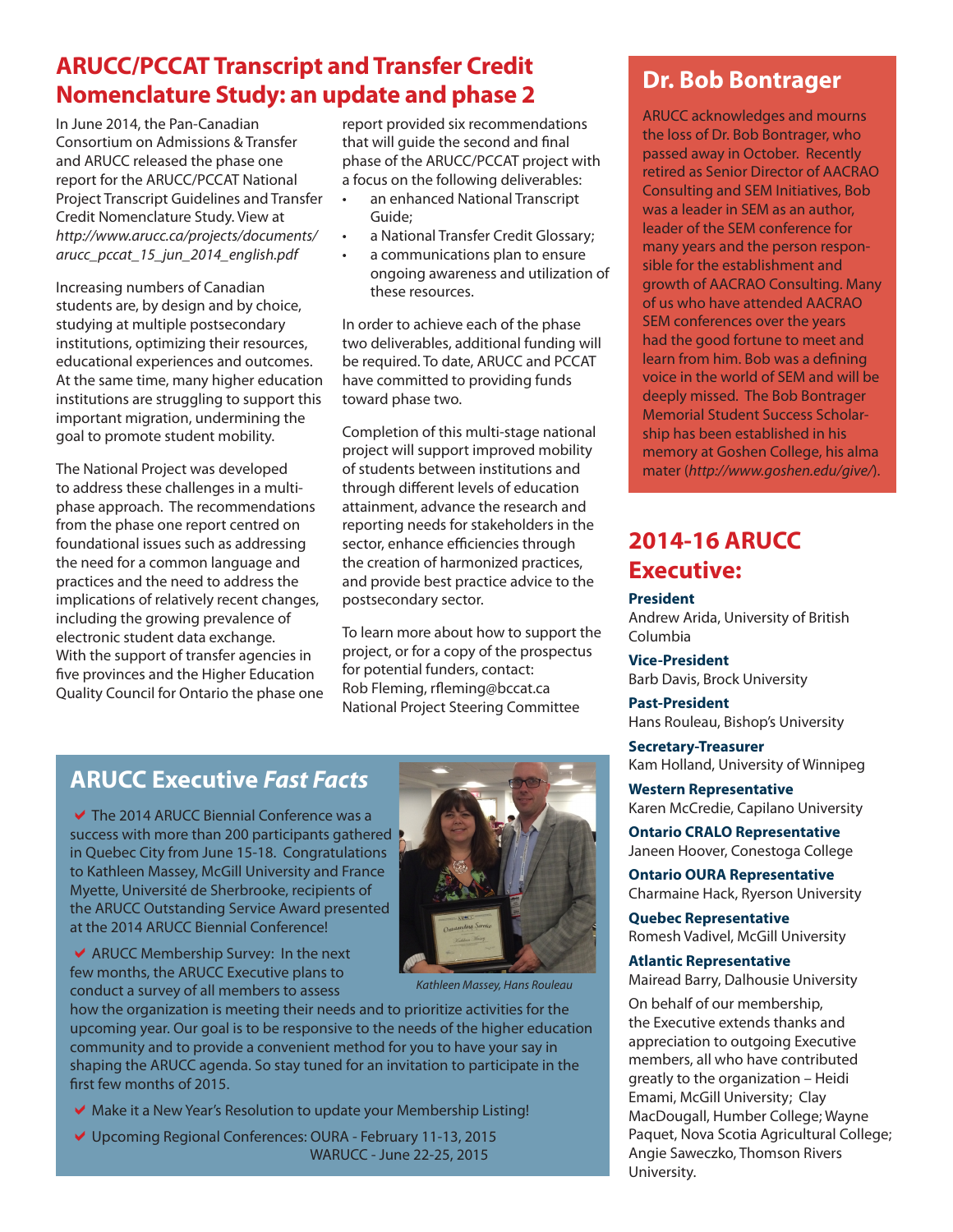## ARUCC/PCCAT Transcript and Transfer Credit Nomenclature Study: an update and phase 2

In June 2014, the Pan-Canadian Consortium on Admissions & Transfer and ARUCC released the phase one report for the ARUCC/PCCAT National Project Transcript Guidelines and Transfer Credit Nomenclature Study. View at *http://www.arucc.ca/projects/documents/arucc_pccat_15_jun_2014_english.pdf*

Increasing numbers of Canadian students are, by design and by choice, studying at multiple postsecondary institutions, optimizing their resources, educational experiences and outcomes. At the same time, many higher education institutions are struggling to support this important migration, undermining the goal to promote student mobility.

The National Project was developed to address these challenges in a multi-phase approach. The recommendations from the phase one report centred on foundational issues such as addressing the need for a common language and practices and the need to address the implications of relatively recent changes, including the growing prevalence of electronic student data exchange. With the support of transfer agencies in five provinces and the Higher Education Quality Council for Ontario the phase one report provided six recommendations that will guide the second and final phase of the ARUCC/PCCAT project with a focus on the following deliverables:

- an enhanced National Transcript Guide;
- a National Transfer Credit Glossary;
- a communications plan to ensure ongoing awareness and utilization of these resources.

In order to achieve each of the phase two deliverables, additional funding will be required. To date, ARUCC and PCCAT have committed to providing funds toward phase two.

Completion of this multi-stage national project will support improved mobility of students between institutions and through different levels of education attainment, advance the research and reporting needs for stakeholders in the sector, enhance efficiencies through the creation of harmonized practices, and provide best practice advice to the postsecondary sector.

To learn more about how to support the project, or for a copy of the prospectus for potential funders, contact:
Rob Fleming, rfleming@bccat.ca
National Project Steering Committee

## ARUCC Executive *Fast Facts*

- The 2014 ARUCC Biennial Conference was a success with more than 200 participants gathered in Quebec City from June 15-18. Congratulations to Kathleen Massey, McGill University and France Myette, Université de Sherbrooke, recipients of the ARUCC Outstanding Service Award presented at the 2014 ARUCC Biennial Conference!
- ARUCC Membership Survey: In the next few months, the ARUCC Executive plans to conduct a survey of all members to assess how the organization is meeting their needs and to prioritize activities for the upcoming year. Our goal is to be responsive to the needs of the higher education community and to provide a convenient method for you to have your say in shaping the ARUCC agenda. So stay tuned for an invitation to participate in the first few months of 2015.
- Make it a New Year's Resolution to update your Membership Listing!
- Upcoming Regional Conferences: OURA - February 11-13, 2015
  WARUCC - June 22-25, 2015

*Kathleen Massey, Hans Rouleau*

## Dr. Bob Bontrager

ARUCC acknowledges and mourns the loss of Dr. Bob Bontrager, who passed away in October. Recently retired as Senior Director of AACRAO Consulting and SEM Initiatives, Bob was a leader in SEM as an author, leader of the SEM conference for many years and the person responsible for the establishment and growth of AACRAO Consulting. Many of us who have attended AACRAO SEM conferences over the years had the good fortune to meet and learn from him. Bob was a defining voice in the world of SEM and will be deeply missed. The Bob Bontrager Memorial Student Success Scholarship has been established in his memory at Goshen College, his alma mater (*http://www.goshen.edu/give/*).

## 2014-16 ARUCC Executive:

**President**
Andrew Arida, University of British Columbia

**Vice-President**
Barb Davis, Brock University

**Past-President**
Hans Rouleau, Bishop's University

**Secretary-Treasurer**
Kam Holland, University of Winnipeg

**Western Representative**
Karen McCredie, Capilano University

**Ontario CRALO Representative**
Janeen Hoover, Conestoga College

**Ontario OURA Representative**
Charmaine Hack, Ryerson University

**Quebec Representative**
Romesh Vadivel, McGill University

**Atlantic Representative**
Mairead Barry, Dalhousie University

On behalf of our membership, the Executive extends thanks and appreciation to outgoing Executive members, all who have contributed greatly to the organization – Heidi Emami, McGill University; Clay MacDougall, Humber College; Wayne Paquet, Nova Scotia Agricultural College; Angie Saweczko, Thomson Rivers University.